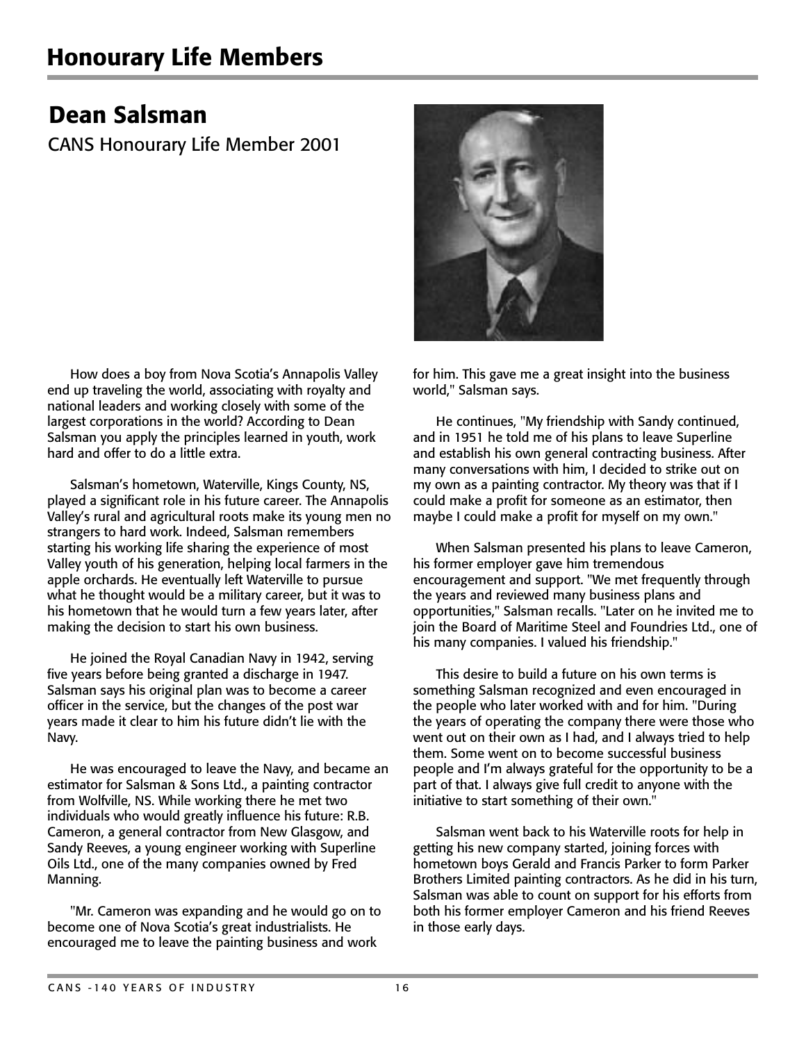# Honourary Life Members

## Dean Salsman

CANS Honourary Life Member 2001

How does a boy from Nova Scotia's Annapolis Valley end up traveling the world, associating with royalty and national leaders and working closely with some of the largest corporations in the world? According to Dean Salsman you apply the principles learned in youth, work hard and offer to do a little extra.

Salsman's hometown, Waterville, Kings County, NS, played a significant role in his future career. The Annapolis Valley's rural and agricultural roots make its young men no strangers to hard work. Indeed, Salsman remembers starting his working life sharing the experience of most Valley youth of his generation, helping local farmers in the apple orchards. He eventually left Waterville to pursue what he thought would be a military career, but it was to his hometown that he would turn a few years later, after making the decision to start his own business.

He joined the Royal Canadian Navy in 1942, serving five years before being granted a discharge in 1947. Salsman says his original plan was to become a career officer in the service, but the changes of the post war years made it clear to him his future didn't lie with the Navy.

He was encouraged to leave the Navy, and became an estimator for Salsman & Sons Ltd., a painting contractor from Wolfville, NS. While working there he met two individuals who would greatly influence his future: R.B. Cameron, a general contractor from New Glasgow, and Sandy Reeves, a young engineer working with Superline Oils Ltd., one of the many companies owned by Fred Manning.

"Mr. Cameron was expanding and he would go on to become one of Nova Scotia's great industrialists. He encouraged me to leave the painting business and work for him. This gave me a great insight into the business world," Salsman says.

He continues, "My friendship with Sandy continued, and in 1951 he told me of his plans to leave Superline and establish his own general contracting business. After many conversations with him, I decided to strike out on my own as a painting contractor. My theory was that if I could make a profit for someone as an estimator, then maybe I could make a profit for myself on my own."

When Salsman presented his plans to leave Cameron, his former employer gave him tremendous encouragement and support. "We met frequently through the years and reviewed many business plans and opportunities," Salsman recalls. "Later on he invited me to join the Board of Maritime Steel and Foundries Ltd., one of his many companies. I valued his friendship."

This desire to build a future on his own terms is something Salsman recognized and even encouraged in the people who later worked with and for him. "During the years of operating the company there were those who went out on their own as I had, and I always tried to help them. Some went on to become successful business people and I'm always grateful for the opportunity to be a part of that. I always give full credit to anyone with the initiative to start something of their own."

Salsman went back to his Waterville roots for help in getting his new company started, joining forces with hometown boys Gerald and Francis Parker to form Parker Brothers Limited painting contractors. As he did in his turn, Salsman was able to count on support for his efforts from both his former employer Cameron and his friend Reeves in those early days.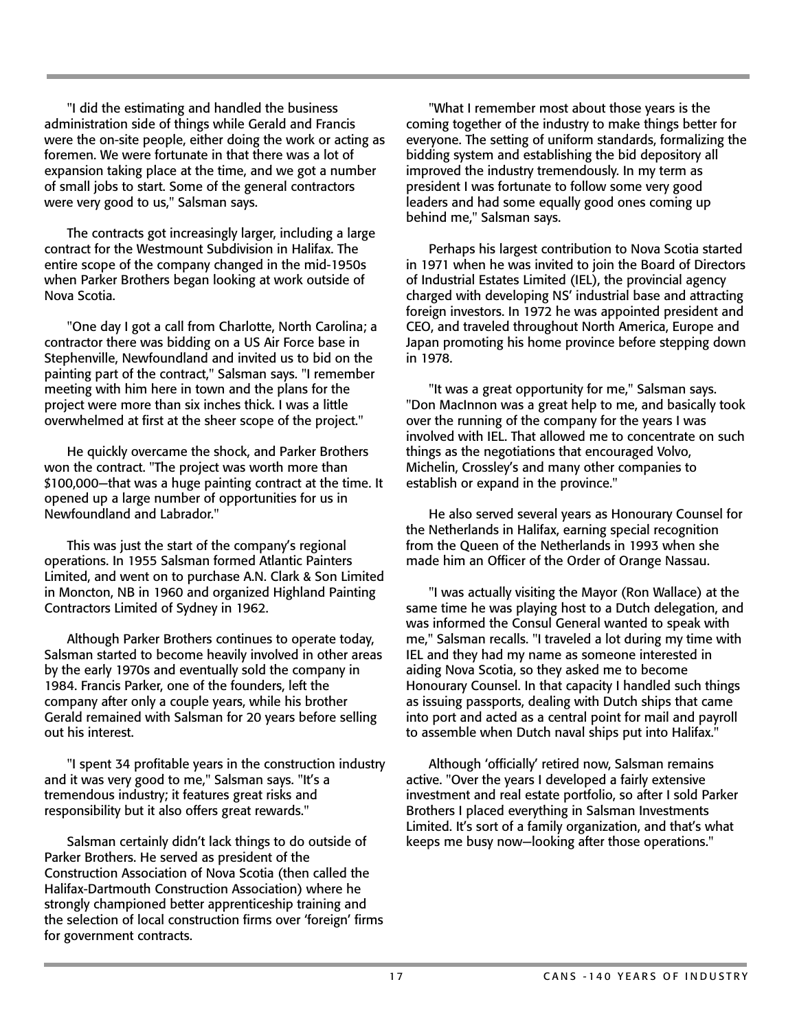"I did the estimating and handled the business administration side of things while Gerald and Francis were the on-site people, either doing the work or acting as foremen. We were fortunate in that there was a lot of expansion taking place at the time, and we got a number of small jobs to start. Some of the general contractors were very good to us," Salsman says.

The contracts got increasingly larger, including a large contract for the Westmount Subdivision in Halifax. The entire scope of the company changed in the mid-1950s when Parker Brothers began looking at work outside of Nova Scotia.

"One day I got a call from Charlotte, North Carolina; a contractor there was bidding on a US Air Force base in Stephenville, Newfoundland and invited us to bid on the painting part of the contract," Salsman says. "I remember meeting with him here in town and the plans for the project were more than six inches thick. I was a little overwhelmed at first at the sheer scope of the project."

He quickly overcame the shock, and Parker Brothers won the contract. "The project was worth more than $100,000—that was a huge painting contract at the time. It opened up a large number of opportunities for us in Newfoundland and Labrador."

This was just the start of the company's regional operations. In 1955 Salsman formed Atlantic Painters Limited, and went on to purchase A.N. Clark & Son Limited in Moncton, NB in 1960 and organized Highland Painting Contractors Limited of Sydney in 1962.

Although Parker Brothers continues to operate today, Salsman started to become heavily involved in other areas by the early 1970s and eventually sold the company in 1984. Francis Parker, one of the founders, left the company after only a couple years, while his brother Gerald remained with Salsman for 20 years before selling out his interest.

"I spent 34 profitable years in the construction industry and it was very good to me," Salsman says. "It's a tremendous industry; it features great risks and responsibility but it also offers great rewards."

Salsman certainly didn't lack things to do outside of Parker Brothers. He served as president of the Construction Association of Nova Scotia (then called the Halifax-Dartmouth Construction Association) where he strongly championed better apprenticeship training and the selection of local construction firms over 'foreign' firms for government contracts.

"What I remember most about those years is the coming together of the industry to make things better for everyone. The setting of uniform standards, formalizing the bidding system and establishing the bid depository all improved the industry tremendously. In my term as president I was fortunate to follow some very good leaders and had some equally good ones coming up behind me," Salsman says.

Perhaps his largest contribution to Nova Scotia started in 1971 when he was invited to join the Board of Directors of Industrial Estates Limited (IEL), the provincial agency charged with developing NS' industrial base and attracting foreign investors. In 1972 he was appointed president and CEO, and traveled throughout North America, Europe and Japan promoting his home province before stepping down in 1978.

"It was a great opportunity for me," Salsman says. "Don MacInnon was a great help to me, and basically took over the running of the company for the years I was involved with IEL. That allowed me to concentrate on such things as the negotiations that encouraged Volvo, Michelin, Crossley's and many other companies to establish or expand in the province."

He also served several years as Honourary Counsel for the Netherlands in Halifax, earning special recognition from the Queen of the Netherlands in 1993 when she made him an Officer of the Order of Orange Nassau.

"I was actually visiting the Mayor (Ron Wallace) at the same time he was playing host to a Dutch delegation, and was informed the Consul General wanted to speak with me," Salsman recalls. "I traveled a lot during my time with IEL and they had my name as someone interested in aiding Nova Scotia, so they asked me to become Honourary Counsel. In that capacity I handled such things as issuing passports, dealing with Dutch ships that came into port and acted as a central point for mail and payroll to assemble when Dutch naval ships put into Halifax."

Although 'officially' retired now, Salsman remains active. "Over the years I developed a fairly extensive investment and real estate portfolio, so after I sold Parker Brothers I placed everything in Salsman Investments Limited. It's sort of a family organization, and that's what keeps me busy now—looking after those operations."